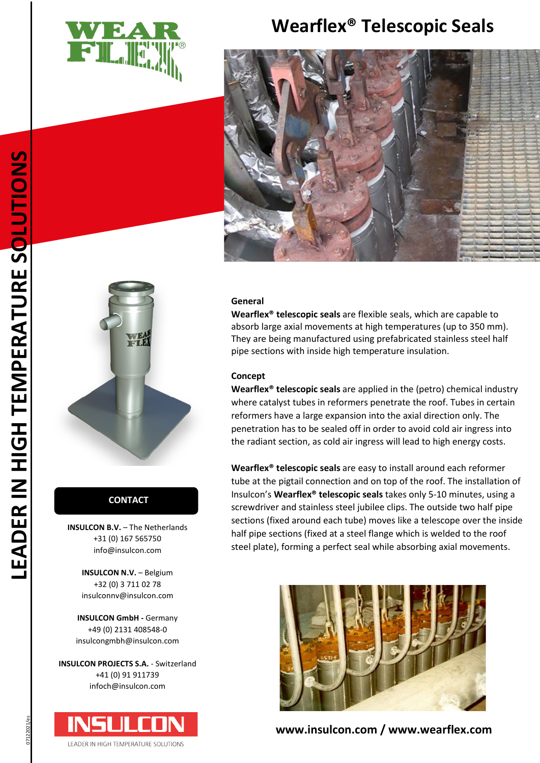# Wearflex® Telescopic Seals

**LEADER IN HIGH TEMPERATURE SOLUTIONS**

## General

**Wearflex® telescopic seals** are flexible seals, which are capable to absorb large axial movements at high temperatures (up to 350 mm). They are being manufactured using prefabricated stainless steel half pipe sections with inside high temperature insulation.

## Concept

**Wearflex® telescopic seals** are applied in the (petro) chemical industry where catalyst tubes in reformers penetrate the roof. Tubes in certain reformers have a large expansion into the axial direction only. The penetration has to be sealed off in order to avoid cold air ingress into the radiant section, as cold air ingress will lead to high energy costs.

**Wearflex® telescopic seals** are easy to install around each reformer tube at the pigtail connection and on top of the roof. The installation of Insulcon's **Wearflex® telescopic seals** takes only 5-10 minutes, using a screwdriver and stainless steel jubilee clips. The outside two half pipe sections (fixed around each tube) moves like a telescope over the inside half pipe sections (fixed at a steel flange which is welded to the roof steel plate), forming a perfect seal while absorbing axial movements.

## CONTACT

**INSULCON B.V.** – The Netherlands
+31 (0) 167 565750
info@insulcon.com

**INSULCON N.V.** – Belgium
+32 (0) 3 711 02 78
insulconnv@insulcon.com

**INSULCON GmbH -** Germany
+49 (0) 2131 408548-0
insulcongmbh@insulcon.com

**INSULCON PROJECTS S.A.** - Switzerland
+41 (0) 91 911739
infoch@insulcon.com

INSULCON
LEADER IN HIGH TEMPERATURE SOLUTIONS

**www.insulcon.com / www.wearflex.com**

07122021/es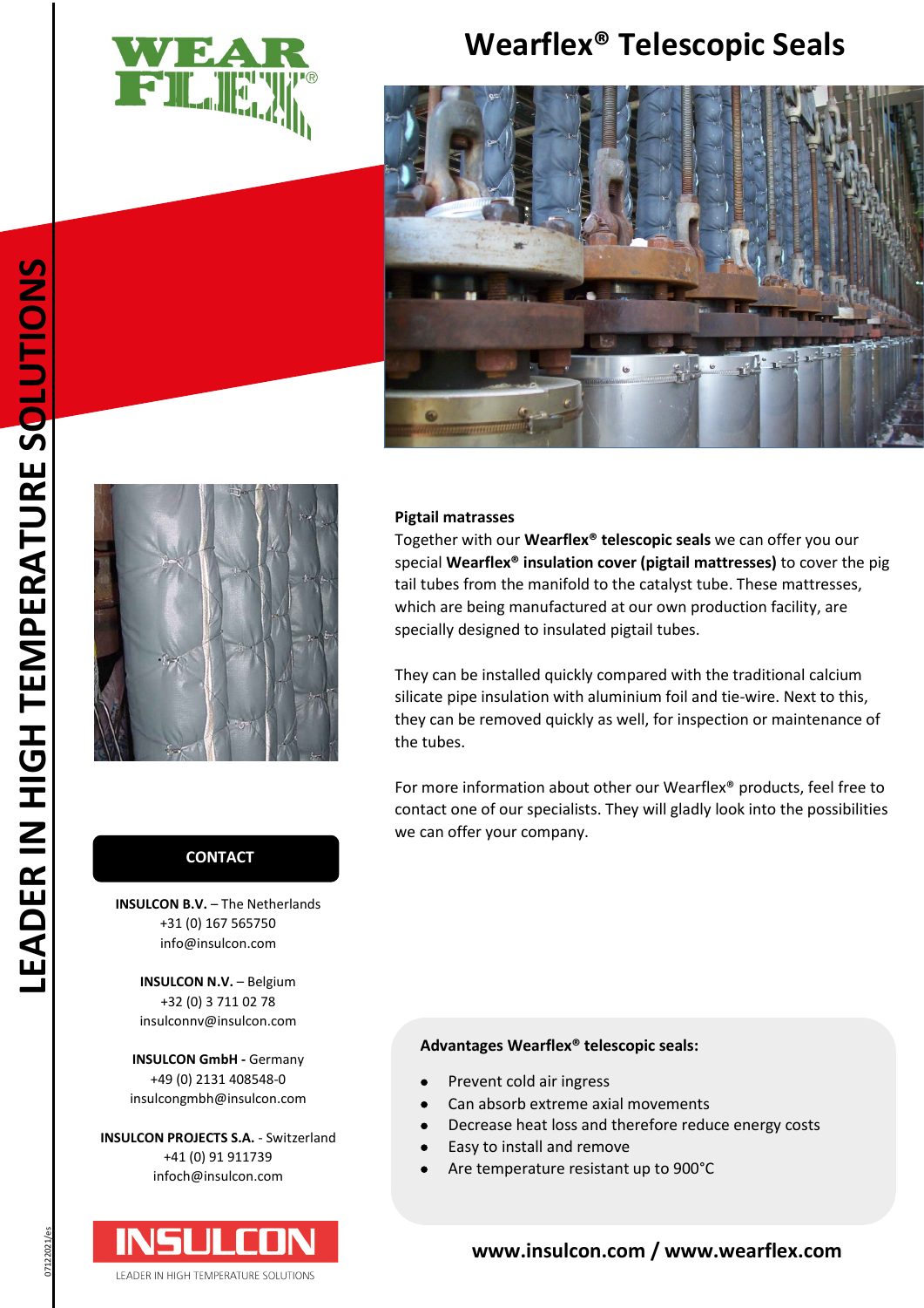# Wearflex® Telescopic Seals

LEADER IN HIGH TEMPERATURE SOLUTIONS

### Pigtail matrasses

Together with our **Wearflex® telescopic seals** we can offer you our special **Wearflex® insulation cover (pigtail mattresses)** to cover the pig tail tubes from the manifold to the catalyst tube. These mattresses, which are being manufactured at our own production facility, are specially designed to insulated pigtail tubes.

They can be installed quickly compared with the traditional calcium silicate pipe insulation with aluminium foil and tie-wire. Next to this, they can be removed quickly as well, for inspection or maintenance of the tubes.

For more information about other our Wearflex® products, feel free to contact one of our specialists. They will gladly look into the possibilities we can offer your company.

### CONTACT

**INSULCON B.V.** – The Netherlands
+31 (0) 167 565750
info@insulcon.com

**INSULCON N.V.** – Belgium
+32 (0) 3 711 02 78
insulconnv@insulcon.com

**INSULCON GmbH -** Germany
+49 (0) 2131 408548-0
insulcongmbh@insulcon.com

**INSULCON PROJECTS S.A.** - Switzerland
+41 (0) 91 911739
infoch@insulcon.com

### Advantages Wearflex® telescopic seals:

- Prevent cold air ingress
- Can absorb extreme axial movements
- Decrease heat loss and therefore reduce energy costs
- Easy to install and remove
- Are temperature resistant up to 900°C

INSULCON
LEADER IN HIGH TEMPERATURE SOLUTIONS

**www.insulcon.com / www.wearflex.com**

07122021/es